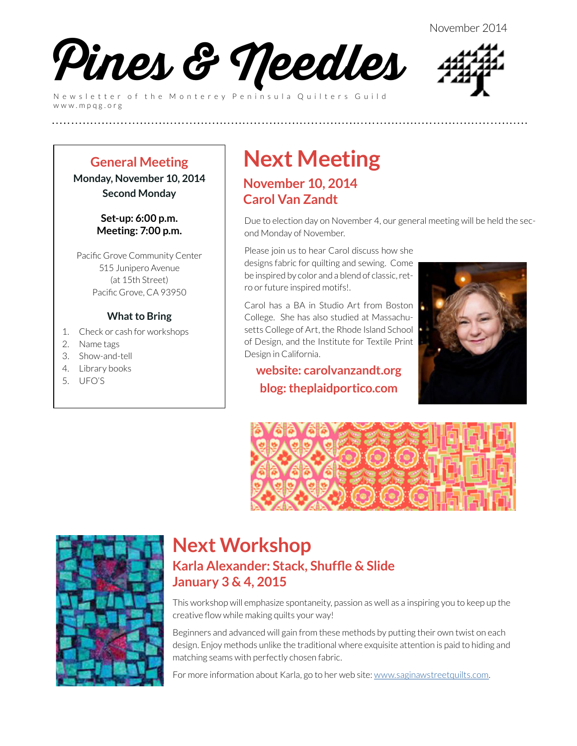November 2014

# Pines & Needles

Newsletter of the Monterey Peninsula Quilters Guild
www.mpqg.org

## General Meeting

**Monday, November 10, 2014**
**Second Monday**

**Set-up: 6:00 p.m.**
**Meeting: 7:00 p.m.**

Pacific Grove Community Center
515 Junipero Avenue
(at 15th Street)
Pacific Grove, CA 93950

### What to Bring

1. Check or cash for workshops
2. Name tags
3. Show-and-tell
4. Library books
5. UFO'S

# Next Meeting

## November 10, 2014
## Carol Van Zandt

Due to election day on November 4, our general meeting will be held the second Monday of November.

Please join us to hear Carol discuss how she designs fabric for quilting and sewing. Come be inspired by color and a blend of classic, retro or future inspired motifs!.

Carol has a BA in Studio Art from Boston College. She has also studied at Massachusetts College of Art, the Rhode Island School of Design, and the Institute for Textile Print Design in California.

**website: carolvanzandt.org**
**blog: theplaidportico.com**

# Next Workshop

## Karla Alexander: Stack, Shuffle & Slide
## January 3 & 4, 2015

This workshop will emphasize spontaneity, passion as well as a inspiring you to keep up the creative flow while making quilts your way!

Beginners and advanced will gain from these methods by putting their own twist on each design. Enjoy methods unlike the traditional where exquisite attention is paid to hiding and matching seams with perfectly chosen fabric.

For more information about Karla, go to her web site: www.saginawstreetquilts.com.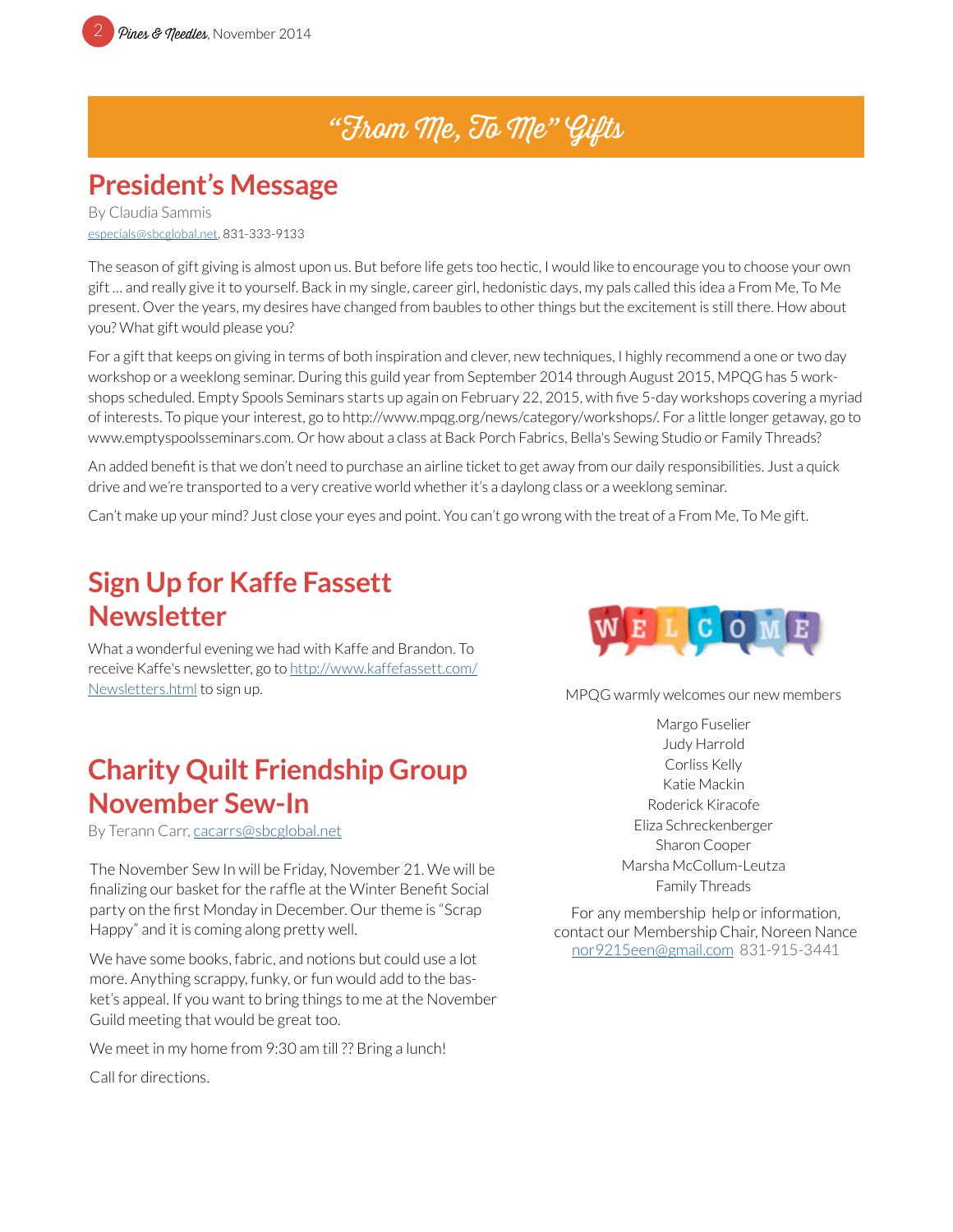# "From Me, To Me" Gifts

## President's Message

By Claudia Sammis
especials@sbcglobal.net, 831-333-9133

The season of gift giving is almost upon us. But before life gets too hectic, I would like to encourage you to choose your own gift … and really give it to yourself. Back in my single, career girl, hedonistic days, my pals called this idea a From Me, To Me present. Over the years, my desires have changed from baubles to other things but the excitement is still there. How about you? What gift would please you?

For a gift that keeps on giving in terms of both inspiration and clever, new techniques, I highly recommend a one or two day workshop or a weeklong seminar. During this guild year from September 2014 through August 2015, MPQG has 5 workshops scheduled. Empty Spools Seminars starts up again on February 22, 2015, with five 5-day workshops covering a myriad of interests. To pique your interest, go to http://www.mpqg.org/news/category/workshops/. For a little longer getaway, go to www.emptyspoolsseminars.com. Or how about a class at Back Porch Fabrics, Bella's Sewing Studio or Family Threads?

An added benefit is that we don't need to purchase an airline ticket to get away from our daily responsibilities. Just a quick drive and we're transported to a very creative world whether it's a daylong class or a weeklong seminar.

Can't make up your mind? Just close your eyes and point. You can't go wrong with the treat of a From Me, To Me gift.

## Sign Up for Kaffe Fassett Newsletter

What a wonderful evening we had with Kaffe and Brandon. To receive Kaffe's newsletter, go to http://www.kaffefassett.com/Newsletters.html to sign up.

## Charity Quilt Friendship Group November Sew-In

By Terann Carr, cacarrs@sbcglobal.net

The November Sew In will be Friday, November 21. We will be finalizing our basket for the raffle at the Winter Benefit Social party on the first Monday in December. Our theme is "Scrap Happy" and it is coming along pretty well.

We have some books, fabric, and notions but could use a lot more. Anything scrappy, funky, or fun would add to the basket's appeal. If you want to bring things to me at the November Guild meeting that would be great too.

We meet in my home from 9:30 am till ?? Bring a lunch!

Call for directions.

## WELCOME

MPQG warmly welcomes our new members

Margo Fuselier
Judy Harrold
Corliss Kelly
Katie Mackin
Roderick Kiracofe
Eliza Schreckenberger
Sharon Cooper
Marsha McCollum-Leutza
Family Threads

For any membership help or information, contact our Membership Chair, Noreen Nance
nor9215een@gmail.com 831-915-3441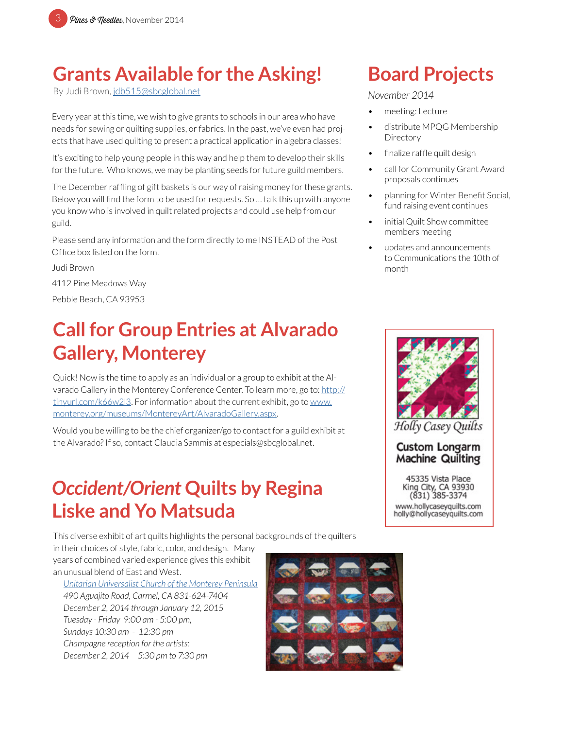# Grants Available for the Asking!

By Judi Brown, jdb515@sbcglobal.net

Every year at this time, we wish to give grants to schools in our area who have needs for sewing or quilting supplies, or fabrics. In the past, we've even had projects that have used quilting to present a practical application in algebra classes!

It's exciting to help young people in this way and help them to develop their skills for the future. Who knows, we may be planting seeds for future guild members.

The December raffling of gift baskets is our way of raising money for these grants. Below you will find the form to be used for requests. So … talk this up with anyone you know who is involved in quilt related projects and could use help from our guild.

Please send any information and the form directly to me INSTEAD of the Post Office box listed on the form.

Judi Brown

4112 Pine Meadows Way

Pebble Beach, CA 93953

# Call for Group Entries at Alvarado Gallery, Monterey

Quick! Now is the time to apply as an individual or a group to exhibit at the Alvarado Gallery in the Monterey Conference Center. To learn more, go to: http://tinyurl.com/k66w2l3. For information about the current exhibit, go to www.monterey.org/museums/MontereyArt/AlvaradoGallery.aspx.

Would you be willing to be the chief organizer/go to contact for a guild exhibit at the Alvarado? If so, contact Claudia Sammis at especials@sbcglobal.net.

# *Occident/Orient* Quilts by Regina Liske and Yo Matsuda

This diverse exhibit of art quilts highlights the personal backgrounds of the quilters in their choices of style, fabric, color, and design. Many years of combined varied experience gives this exhibit an unusual blend of East and West.

*Unitarian Universalist Church of the Monterey Peninsula*
*490 Aguajito Road, Carmel, CA 831-624-7404*
*December 2, 2014 through January 12, 2015*
*Tuesday - Friday 9:00 am - 5:00 pm,*
*Sundays 10:30 am - 12:30 pm*
*Champagne reception for the artists:*
*December 2, 2014 5:30 pm to 7:30 pm*

# Board Projects

*November 2014*

- meeting: Lecture
- distribute MPQG Membership Directory
- finalize raffle quilt design
- call for Community Grant Award proposals continues
- planning for Winter Benefit Social, fund raising event continues
- initial Quilt Show committee members meeting
- updates and announcements to Communications the 10th of month

Holly Casey Quilts

Custom Longarm Machine Quilting

45335 Vista Place
King City, CA 93930
(831) 385-3374
www.hollycaseyquilts.com
holly@hollycaseyquilts.com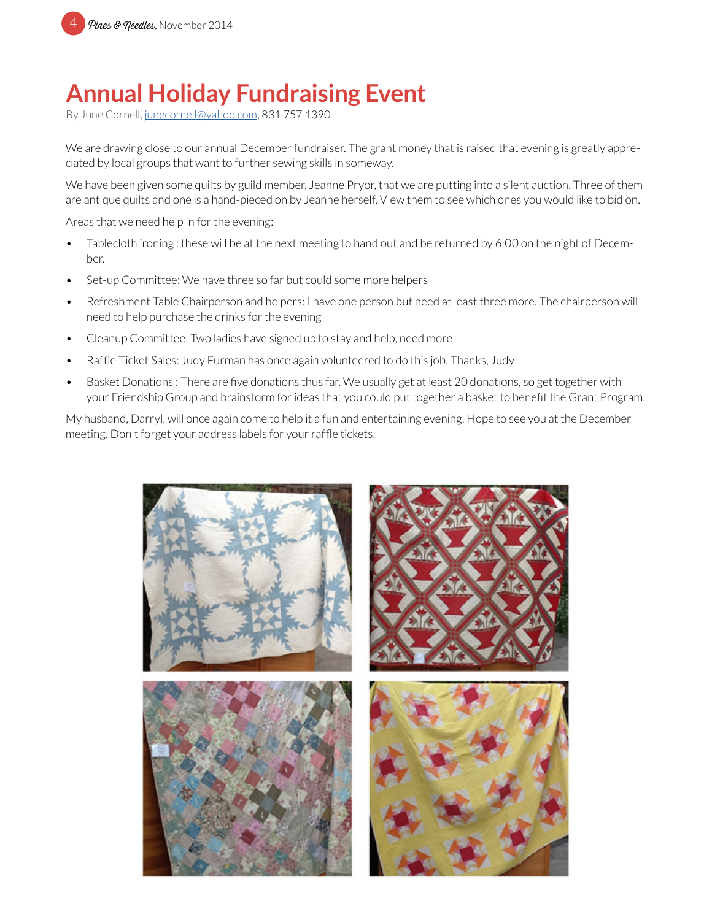# Annual Holiday Fundraising Event

By June Cornell, junecornell@yahoo.com, 831-757-1390

We are drawing close to our annual December fundraiser. The grant money that is raised that evening is greatly appreciated by local groups that want to further sewing skills in someway.

We have been given some quilts by guild member, Jeanne Pryor, that we are putting into a silent auction. Three of them are antique quilts and one is a hand-pieced on by Jeanne herself. View them to see which ones you would like to bid on.

Areas that we need help in for the evening:

- Tablecloth ironing : these will be at the next meeting to hand out and be returned by 6:00 on the night of December.
- Set-up Committee: We have three so far but could some more helpers
- Refreshment Table Chairperson and helpers: I have one person but need at least three more. The chairperson will need to help purchase the drinks for the evening
- Cleanup Committee: Two ladies have signed up to stay and help, need more
- Raffle Ticket Sales: Judy Furman has once again volunteered to do this job. Thanks, Judy
- Basket Donations : There are five donations thus far. We usually get at least 20 donations, so get together with your Friendship Group and brainstorm for ideas that you could put together a basket to benefit the Grant Program.

My husband, Darryl, will once again come to help it a fun and entertaining evening. Hope to see you at the December meeting. Don't forget your address labels for your raffle tickets.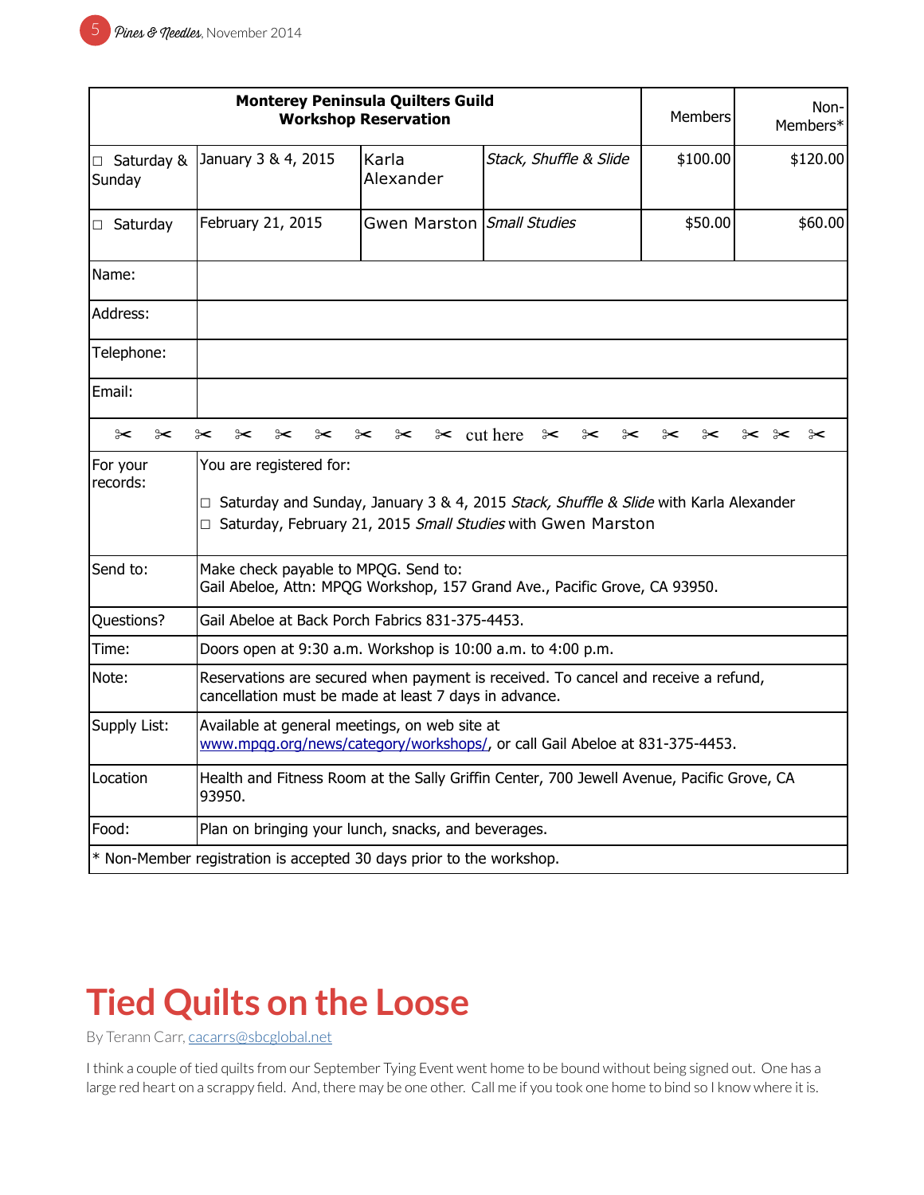| **Monterey Peninsula Quilters Guild**<br>**Workshop Reservation** | | | | Members | Non-Members* |
|---|---|---|---|---|---|
| ☐ Saturday & Sunday | January 3 & 4, 2015 | Karla Alexander | *Stack, Shuffle & Slide* | $100.00 | $120.00 |
| ☐ Saturday | February 21, 2015 | Gwen Marston | *Small Studies* | $50.00 | $60.00 |
| Name: | | | | | |
| Address: | | | | | |
| Telephone: | | | | | |
| Email: | | | | | |

✂ ✂ ✂ ✂ ✂ ✂ ✂ ✂ ✂ cut here ✂ ✂ ✂ ✂ ✂ ✂ ✂ ✂

| | |
|---|---|
| For your records: | You are registered for:<br><br>☐ Saturday and Sunday, January 3 & 4, 2015 *Stack, Shuffle & Slide* with Karla Alexander<br>☐ Saturday, February 21, 2015 *Small Studies* with Gwen Marston |
| Send to: | Make check payable to MPQG. Send to:<br>Gail Abeloe, Attn: MPQG Workshop, 157 Grand Ave., Pacific Grove, CA 93950. |
| Questions? | Gail Abeloe at Back Porch Fabrics 831-375-4453. |
| Time: | Doors open at 9:30 a.m. Workshop is 10:00 a.m. to 4:00 p.m. |
| Note: | Reservations are secured when payment is received. To cancel and receive a refund, cancellation must be made at least 7 days in advance. |
| Supply List: | Available at general meetings, on web site at www.mpqg.org/news/category/workshops/, or call Gail Abeloe at 831-375-4453. |
| Location | Health and Fitness Room at the Sally Griffin Center, 700 Jewell Avenue, Pacific Grove, CA 93950. |
| Food: | Plan on bringing your lunch, snacks, and beverages. |

* Non-Member registration is accepted 30 days prior to the workshop.

# Tied Quilts on the Loose

By Terann Carr, cacarrs@sbcglobal.net

I think a couple of tied quilts from our September Tying Event went home to be bound without being signed out. One has a large red heart on a scrappy field. And, there may be one other. Call me if you took one home to bind so I know where it is.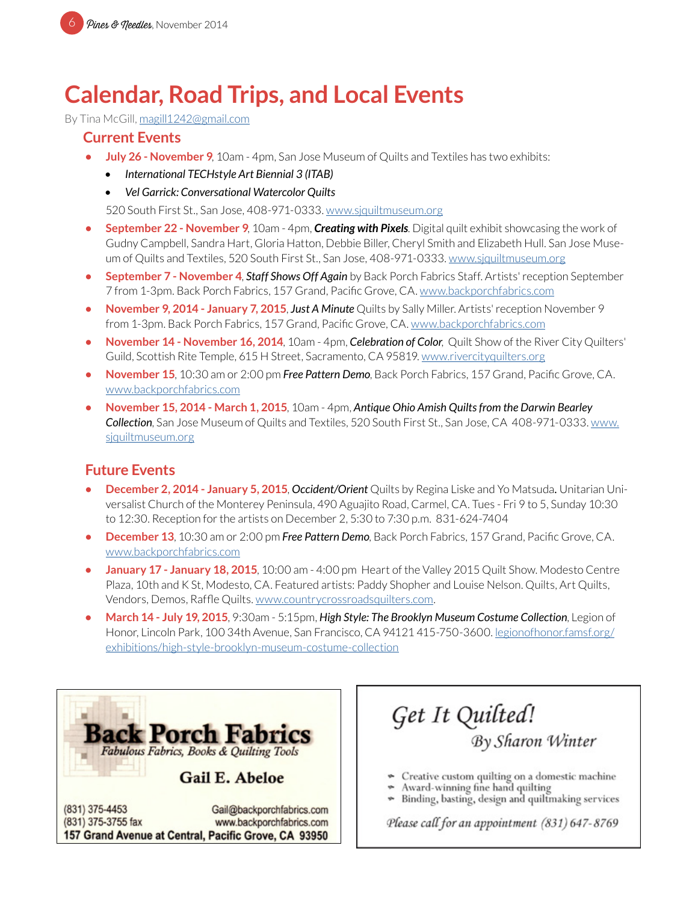# Calendar, Road Trips, and Local Events

By Tina McGill, magill1242@gmail.com

## Current Events

- **July 26 - November 9**, 10am - 4pm, San Jose Museum of Quilts and Textiles has two exhibits:
  - *International TECHstyle Art Biennial 3 (ITAB)*
  - *Vel Garrick: Conversational Watercolor Quilts*

  520 South First St., San Jose, 408-971-0333. www.sjquiltmuseum.org
- **September 22 - November 9**, 10am - 4pm, ***Creating with Pixels***. Digital quilt exhibit showcasing the work of Gudny Campbell, Sandra Hart, Gloria Hatton, Debbie Biller, Cheryl Smith and Elizabeth Hull. San Jose Museum of Quilts and Textiles, 520 South First St., San Jose, 408-971-0333. www.sjquiltmuseum.org
- **September 7 - November 4**, ***Staff Shows Off Again*** by Back Porch Fabrics Staff. Artists' reception September 7 from 1-3pm. Back Porch Fabrics, 157 Grand, Pacific Grove, CA. www.backporchfabrics.com
- **November 9, 2014 - January 7, 2015**, ***Just A Minute*** Quilts by Sally Miller. Artists' reception November 9 from 1-3pm. Back Porch Fabrics, 157 Grand, Pacific Grove, CA. www.backporchfabrics.com
- **November 14 - November 16, 2014**, 10am - 4pm, ***Celebration of Color***, Quilt Show of the River City Quilters' Guild, Scottish Rite Temple, 615 H Street, Sacramento, CA 95819. www.rivercityquilters.org
- **November 15**, 10:30 am or 2:00 pm ***Free Pattern Demo***, Back Porch Fabrics, 157 Grand, Pacific Grove, CA. www.backporchfabrics.com
- **November 15, 2014 - March 1, 2015**, 10am - 4pm, ***Antique Ohio Amish Quilts from the Darwin Bearley Collection***, San Jose Museum of Quilts and Textiles, 520 South First St., San Jose, CA 408-971-0333. www.sjquiltmuseum.org

## Future Events

- **December 2, 2014 - January 5, 2015**, ***Occident/Orient*** Quilts by Regina Liske and Yo Matsuda**.** Unitarian Universalist Church of the Monterey Peninsula, 490 Aguajito Road, Carmel, CA. Tues - Fri 9 to 5, Sunday 10:30 to 12:30. Reception for the artists on December 2, 5:30 to 7:30 p.m. 831-624-7404
- **December 13**, 10:30 am or 2:00 pm ***Free Pattern Demo***, Back Porch Fabrics, 157 Grand, Pacific Grove, CA. www.backporchfabrics.com
- **January 17 - January 18, 2015**, 10:00 am - 4:00 pm Heart of the Valley 2015 Quilt Show. Modesto Centre Plaza, 10th and K St, Modesto, CA. Featured artists: Paddy Shopher and Louise Nelson. Quilts, Art Quilts, Vendors, Demos, Raffle Quilts. www.countrycrossroadsquilters.com.
- **March 14 - July 19, 2015**, 9:30am - 5:15pm, ***High Style: The Brooklyn Museum Costume Collection***, Legion of Honor, Lincoln Park, 100 34th Avenue, San Francisco, CA 94121 415-750-3600. legionofhonor.famsf.org/exhibitions/high-style-brooklyn-museum-costume-collection

---

**Back Porch Fabrics**
*Fabulous Fabrics, Books & Quilting Tools*

**Gail E. Abeloe**

(831) 375-4453
(831) 375-3755 fax
Gail@backporchfabrics.com
www.backporchfabrics.com
**157 Grand Avenue at Central, Pacific Grove, CA 93950**

---

*Get It Quilted!*
*By Sharon Winter*

- Creative custom quilting on a domestic machine
- Award-winning fine hand quilting
- Binding, basting, design and quiltmaking services

*Please call for an appointment (831) 647-8769*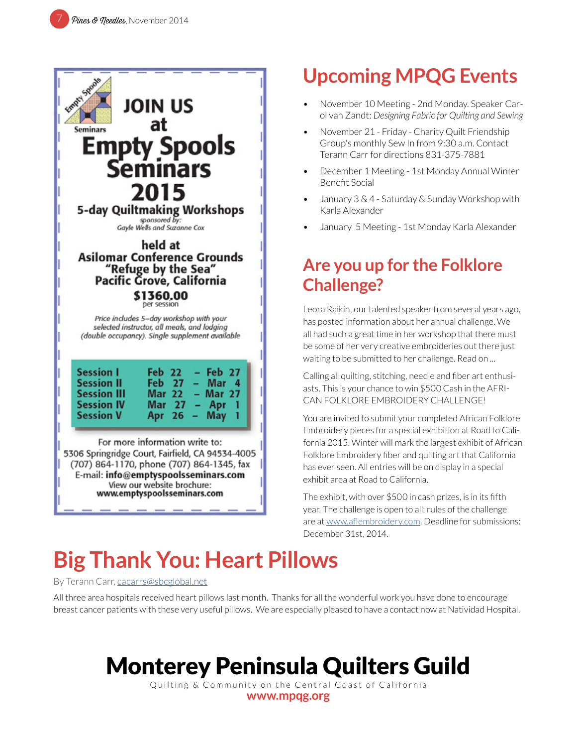Empty Spools Seminars

# JOIN US at Empty Spools Seminars 2015

## 5-day Quiltmaking Workshops

sponsored by:
Gayle Wells and Suzanne Cox

**held at**
**Asilomar Conference Grounds**
**"Refuge by the Sea"**
**Pacific Grove, California**

**$1360.00**
per session

*Price includes 5–day workshop with your selected instructor, all meals, and lodging (double occupancy). Single supplement available*

| Session | Dates |
|---|---|
| Session I | Feb 22 – Feb 27 |
| Session II | Feb 27 – Mar 4 |
| Session III | Mar 22 – Mar 27 |
| Session IV | Mar 27 – Apr 1 |
| Session V | Apr 26 – May 1 |

For more information write to:
5306 Springridge Court, Fairfield, CA 94534-4005
(707) 864-1170, phone (707) 864-1345, fax
E-mail: **info@emptyspoolsseminars.com**
View our website brochure:
**www.emptyspoolsseminars.com**

# Upcoming MPQG Events

- November 10 Meeting - 2nd Monday. Speaker Carol van Zandt: *Designing Fabric for Quilting and Sewing*
- November 21 - Friday - Charity Quilt Friendship Group's monthly Sew In from 9:30 a.m. Contact Terann Carr for directions 831-375-7881
- December 1 Meeting - 1st Monday Annual Winter Benefit Social
- January 3 & 4 - Saturday & Sunday Workshop with Karla Alexander
- January 5 Meeting - 1st Monday Karla Alexander

## Are you up for the Folklore Challenge?

Leora Raikin, our talented speaker from several years ago, has posted information about her annual challenge. We all had such a great time in her workshop that there must be some of her very creative embroideries out there just waiting to be submitted to her challenge. Read on ...

Calling all quilting, stitching, needle and fiber art enthusiasts. This is your chance to win $500 Cash in the AFRICAN FOLKLORE EMBROIDERY CHALLENGE!

You are invited to submit your completed African Folklore Embroidery pieces for a special exhibition at Road to California 2015. Winter will mark the largest exhibit of African Folklore Embroidery fiber and quilting art that California has ever seen. All entries will be on display in a special exhibit area at Road to California.

The exhibit, with over $500 in cash prizes, is in its fifth year. The challenge is open to all: rules of the challenge are at www.aflembroidery.com. Deadline for submissions: December 31st, 2014.

# Big Thank You: Heart Pillows

By Terann Carr, cacarrs@sbcglobal.net

All three area hospitals received heart pillows last month. Thanks for all the wonderful work you have done to encourage breast cancer patients with these very useful pillows. We are especially pleased to have a contact now at Natividad Hospital.

# Monterey Peninsula Quilters Guild

Quilting & Community on the Central Coast of California
**www.mpqg.org**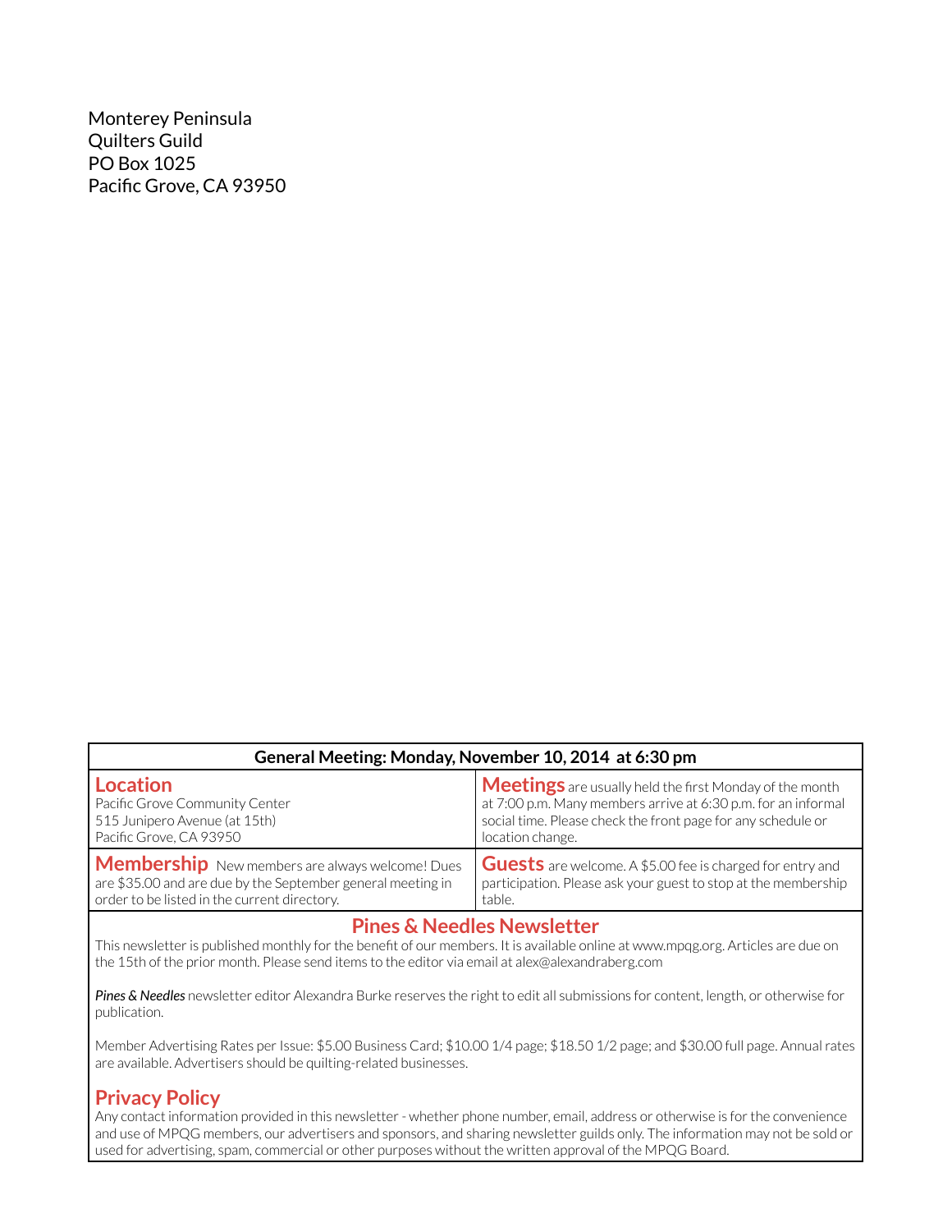Monterey Peninsula
Quilters Guild
PO Box 1025
Pacific Grove, CA 93950

**General Meeting: Monday, November 10, 2014 at 6:30 pm**

## Location

Pacific Grove Community Center
515 Junipero Avenue (at 15th)
Pacific Grove, CA 93950

## Meetings

**Meetings** are usually held the first Monday of the month at 7:00 p.m. Many members arrive at 6:30 p.m. for an informal social time. Please check the front page for any schedule or location change.

## Membership

**Membership** New members are always welcome! Dues are $35.00 and are due by the September general meeting in order to be listed in the current directory.

## Guests

**Guests** are welcome. A $5.00 fee is charged for entry and participation. Please ask your guest to stop at the membership table.

## Pines & Needles Newsletter

This newsletter is published monthly for the benefit of our members. It is available online at www.mpqg.org. Articles are due on the 15th of the prior month. Please send items to the editor via email at alex@alexandraberg.com

***Pines & Needles*** newsletter editor Alexandra Burke reserves the right to edit all submissions for content, length, or otherwise for publication.

Member Advertising Rates per Issue: $5.00 Business Card; $10.00 1/4 page; $18.50 1/2 page; and $30.00 full page. Annual rates are available. Advertisers should be quilting-related businesses.

## Privacy Policy

Any contact information provided in this newsletter - whether phone number, email, address or otherwise is for the convenience and use of MPQG members, our advertisers and sponsors, and sharing newsletter guilds only. The information may not be sold or used for advertising, spam, commercial or other purposes without the written approval of the MPQG Board.